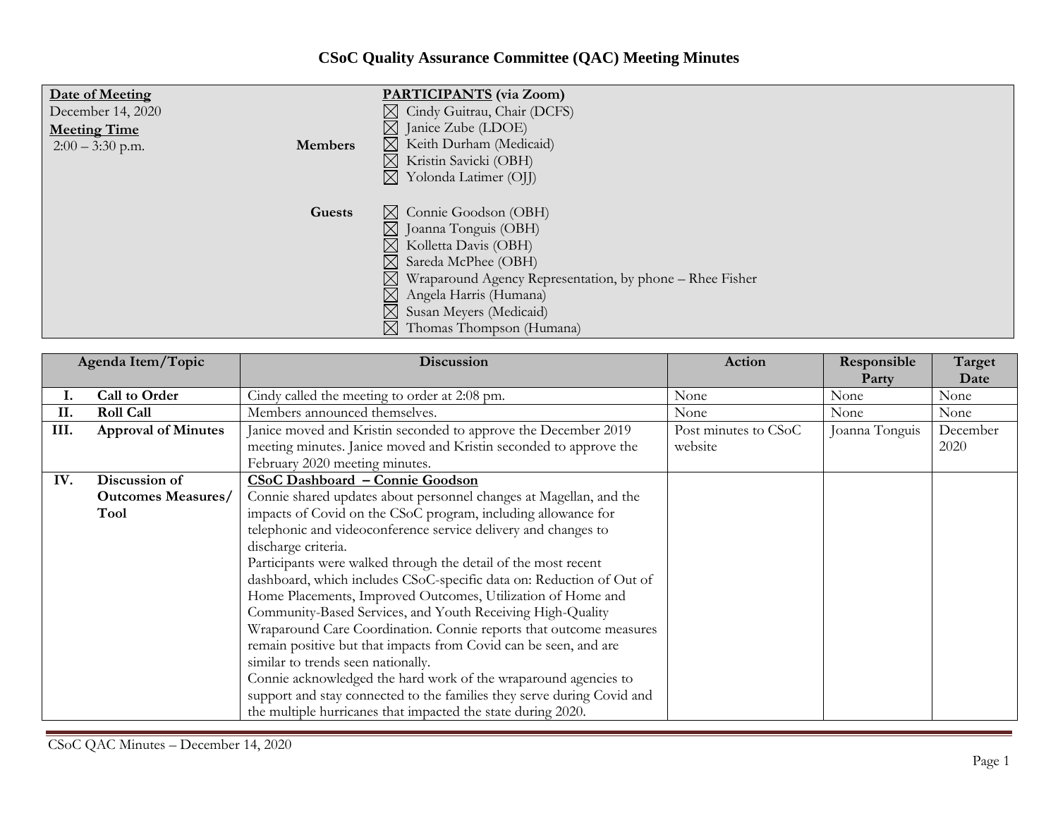# CSoC Quality Assurance Committee (QAC) Meeting Minutes

| | | |
|---|---|---|
| **Date of Meeting**<br>December 14, 2020<br>**Meeting Time**<br>2:00 – 3:30 p.m. | **Members** | **PARTICIPANTS (via Zoom)**<br>☒ Cindy Guitrau, Chair (DCFS)<br>☒ Janice Zube (LDOE)<br>☒ Keith Durham (Medicaid)<br>☒ Kristin Savicki (OBH)<br>☒ Yolonda Latimer (OJJ) |
| | **Guests** | ☒ Connie Goodson (OBH)<br>☒ Joanna Tonguis (OBH)<br>☒ Kolletta Davis (OBH)<br>☒ Sareda McPhee (OBH)<br>☒ Wraparound Agency Representation, by phone – Rhee Fisher<br>☒ Angela Harris (Humana)<br>☒ Susan Meyers (Medicaid)<br>☒ Thomas Thompson (Humana) |

| Agenda Item/Topic | | Discussion | Action | Responsible Party | Target Date |
|---|---|---|---|---|---|
| **I.** | **Call to Order** | Cindy called the meeting to order at 2:08 pm. | None | None | None |
| **II.** | **Roll Call** | Members announced themselves. | None | None | None |
| **III.** | **Approval of Minutes** | Janice moved and Kristin seconded to approve the December 2019 meeting minutes. Janice moved and Kristin seconded to approve the February 2020 meeting minutes. | Post minutes to CSoC website | Joanna Tonguis | December 2020 |
| **IV.** | **Discussion of Outcomes Measures/ Tool** | **CSoC Dashboard – Connie Goodson**<br>Connie shared updates about personnel changes at Magellan, and the impacts of Covid on the CSoC program, including allowance for telephonic and videoconference service delivery and changes to discharge criteria.<br>Participants were walked through the detail of the most recent dashboard, which includes CSoC-specific data on: Reduction of Out of Home Placements, Improved Outcomes, Utilization of Home and Community-Based Services, and Youth Receiving High-Quality Wraparound Care Coordination. Connie reports that outcome measures remain positive but that impacts from Covid can be seen, and are similar to trends seen nationally.<br>Connie acknowledged the hard work of the wraparound agencies to support and stay connected to the families they serve during Covid and the multiple hurricanes that impacted the state during 2020. | | | |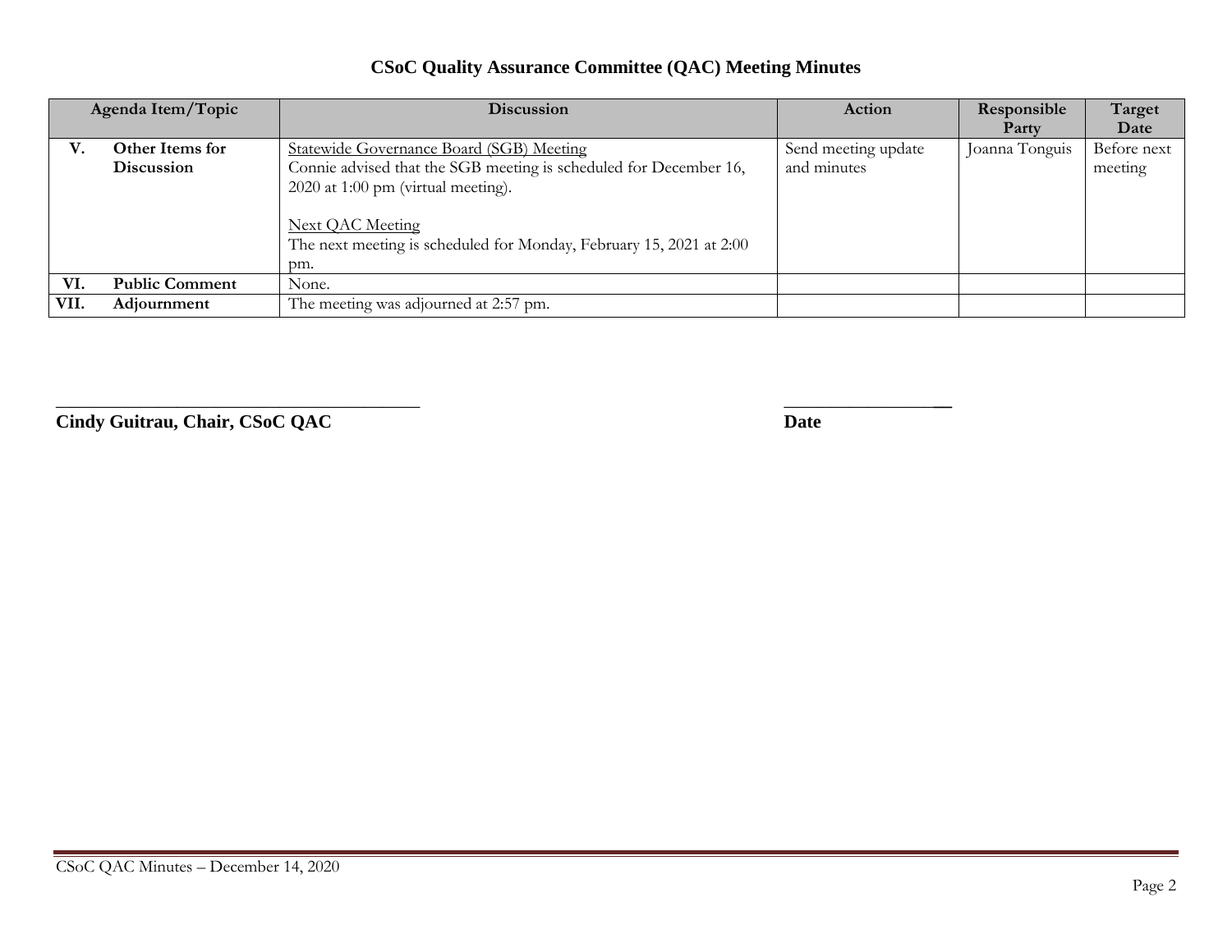# CSoC Quality Assurance Committee (QAC) Meeting Minutes

| Agenda Item/Topic | | Discussion | Action | Responsible Party | Target Date |
|---|---|---|---|---|---|
| **V.** | **Other Items for Discussion** | Statewide Governance Board (SGB) Meeting<br>Connie advised that the SGB meeting is scheduled for December 16, 2020 at 1:00 pm (virtual meeting).<br><br>Next QAC Meeting<br>The next meeting is scheduled for Monday, February 15, 2021 at 2:00 pm. | Send meeting update and minutes | Joanna Tonguis | Before next meeting |
| **VI.** | **Public Comment** | None. | | | |
| **VII.** | **Adjournment** | The meeting was adjourned at 2:57 pm. | | | |

________________________________________
**Cindy Guitrau, Chair, CSoC QAC**

___________________
**Date**